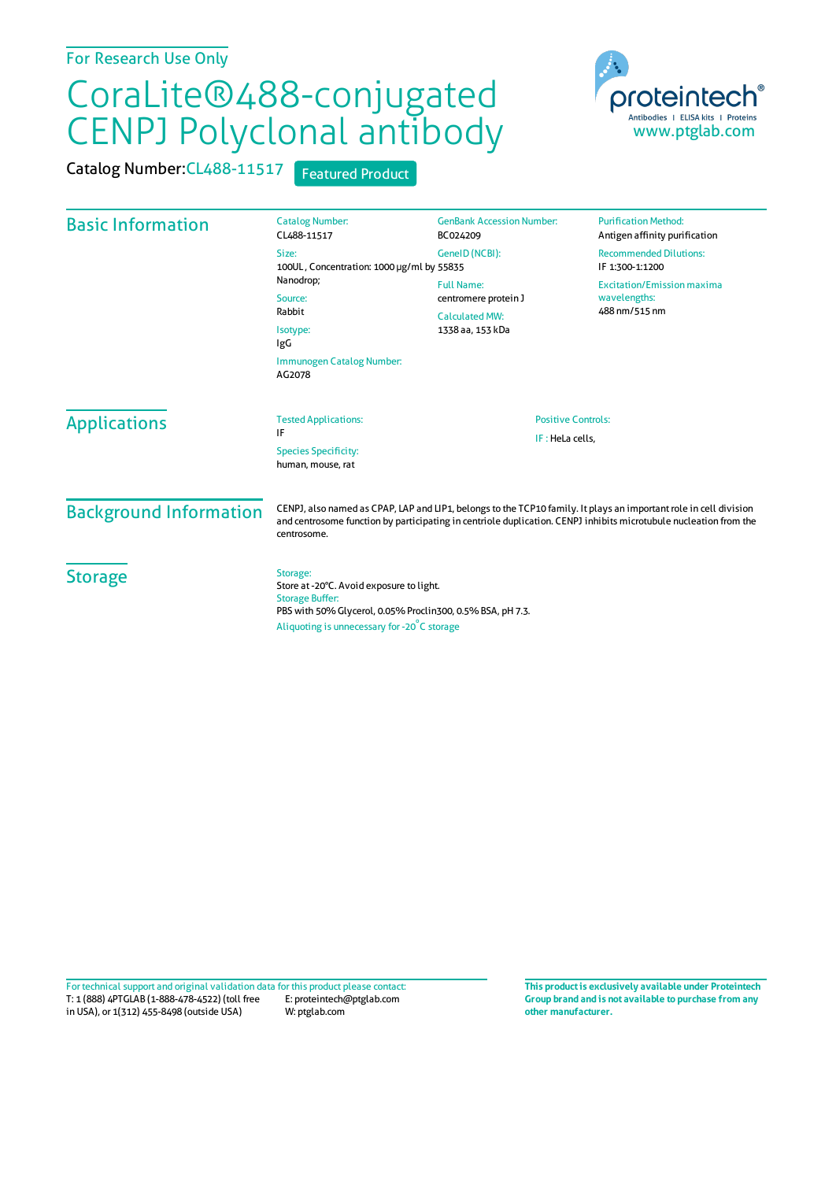For Research Use Only

# CoraLite®488-conjugated CENPJ Polyclonal antibody

Catalog Number: CL488-11517 Featured Product

proteintech® Antibodies | ELISA kits | Proteins www.ptglab.com

## Basic Information

Catalog Number:
CL488-11517

Size:
100UL , Concentration: 1000 μg/ml by Nanodrop;

Source:
Rabbit

Isotype:
IgG

Immunogen Catalog Number:
AG2078

GenBank Accession Number:
BC024209

GeneID (NCBI):
55835

Full Name:
centromere protein J

Calculated MW:
1338 aa, 153 kDa

Purification Method:
Antigen affinity purification

Recommended Dilutions:
IF 1:300-1:1200

Excitation/Emission maxima wavelengths:
488 nm/515 nm

## Applications

Tested Applications:
IF

Species Specificity:
human, mouse, rat

Positive Controls:
IF : HeLa cells,

## Background Information

CENPJ, also named as CPAP, LAP and LIP1, belongs to the TCP10 family. It plays an important role in cell division and centrosome function by participating in centriole duplication. CENPJ inhibits microtubule nucleation from the centrosome.

## Storage

Storage:
Store at -20°C. Avoid exposure to light.
Storage Buffer:
PBS with 50% Glycerol, 0.05% Proclin300, 0.5% BSA, pH 7.3.
Aliquoting is unnecessary for -20°C storage

For technical support and original validation data for this product please contact:
T: 1 (888) 4PTGLAB (1-888-478-4522) (toll free in USA), or 1(312) 455-8498 (outside USA)
E: proteintech@ptglab.com
W: ptglab.com

**This product is exclusively available under Proteintech Group brand and is not available to purchase from any other manufacturer.**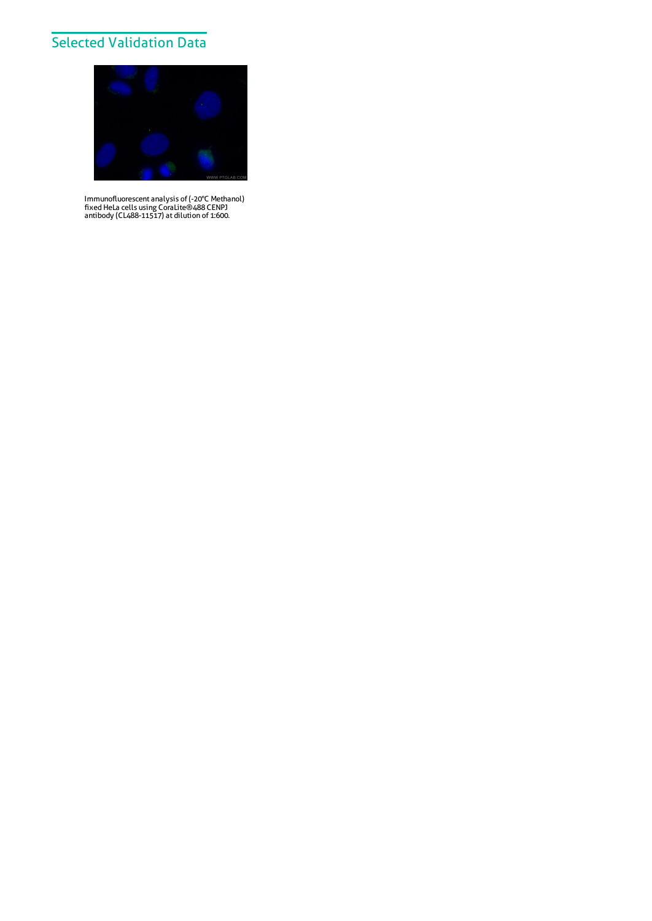## Selected Validation Data

Immunofluorescent analysis of (-20°C Methanol) fixed HeLa cells using CoraLite®488 CENPJ antibody (CL488-11517) at dilution of 1:600.